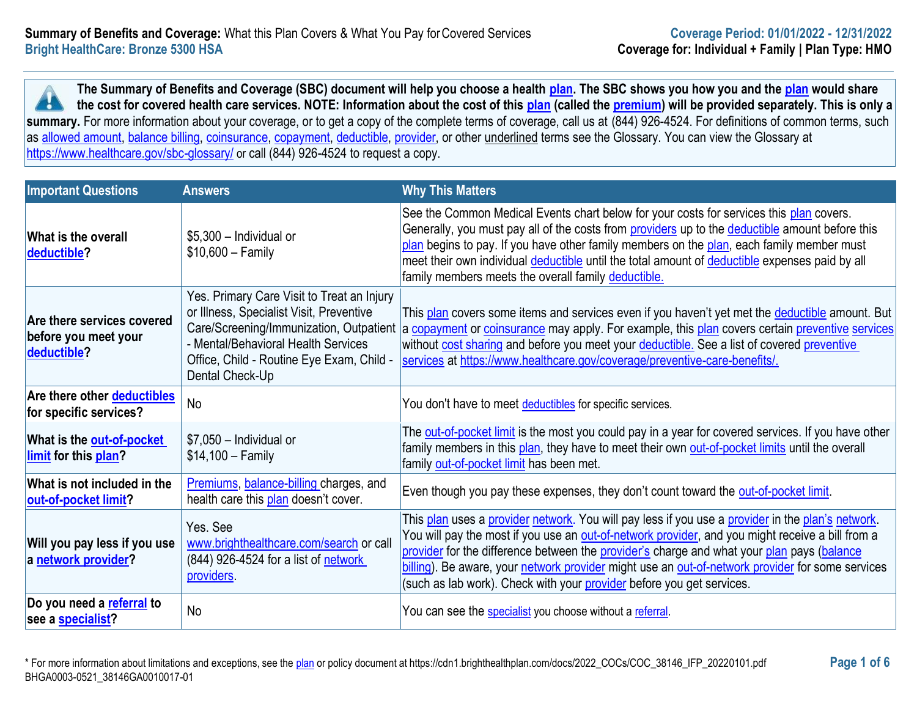**Summary of Benefits and Coverage:** What this Plan Covers & What You Pay for Covered Services
**Bright HealthCare: Bronze 5300 HSA**

**Coverage Period: 01/01/2022 - 12/31/2022**
**Coverage for: Individual + Family | Plan Type: HMO**

**The Summary of Benefits and Coverage (SBC) document will help you choose a health plan. The SBC shows you how you and the plan would share the cost for covered health care services. NOTE: Information about the cost of this plan (called the premium) will be provided separately. This is only a summary.** For more information about your coverage, or to get a copy of the complete terms of coverage, call us at (844) 926-4524. For definitions of common terms, such as allowed amount, balance billing, coinsurance, copayment, deductible, provider, or other underlined terms see the Glossary. You can view the Glossary at https://www.healthcare.gov/sbc-glossary/ or call (844) 926-4524 to request a copy.

| Important Questions | Answers | Why This Matters |
|---|---|---|
| **What is the overall deductible?** | $5,300 – Individual or $10,600 – Family | See the Common Medical Events chart below for your costs for services this plan covers. Generally, you must pay all of the costs from providers up to the deductible amount before this plan begins to pay. If you have other family members on the plan, each family member must meet their own individual deductible until the total amount of deductible expenses paid by all family members meets the overall family deductible. |
| **Are there services covered before you meet your deductible?** | Yes. Primary Care Visit to Treat an Injury or Illness, Specialist Visit, Preventive Care/Screening/Immunization, Outpatient - Mental/Behavioral Health Services Office, Child - Routine Eye Exam, Child - Dental Check-Up | This plan covers some items and services even if you haven't yet met the deductible amount. But a copayment or coinsurance may apply. For example, this plan covers certain preventive services without cost sharing and before you meet your deductible. See a list of covered preventive services at https://www.healthcare.gov/coverage/preventive-care-benefits/. |
| **Are there other deductibles for specific services?** | No | You don't have to meet deductibles for specific services. |
| **What is the out-of-pocket limit for this plan?** | $7,050 – Individual or $14,100 – Family | The out-of-pocket limit is the most you could pay in a year for covered services. If you have other family members in this plan, they have to meet their own out-of-pocket limits until the overall family out-of-pocket limit has been met. |
| **What is not included in the out-of-pocket limit?** | Premiums, balance-billing charges, and health care this plan doesn't cover. | Even though you pay these expenses, they don't count toward the out-of-pocket limit. |
| **Will you pay less if you use a network provider?** | Yes. See www.brighthealthcare.com/search or call (844) 926-4524 for a list of network providers. | This plan uses a provider network. You will pay less if you use a provider in the plan's network. You will pay the most if you use an out-of-network provider, and you might receive a bill from a provider for the difference between the provider's charge and what your plan pays (balance billing). Be aware, your network provider might use an out-of-network provider for some services (such as lab work). Check with your provider before you get services. |
| **Do you need a referral to see a specialist?** | No | You can see the specialist you choose without a referral. |

* For more information about limitations and exceptions, see the plan or policy document at https://cdn1.brighthealthplan.com/docs/2022_COCs/COC_38146_IFP_20220101.pdf
BHGA0003-0521_38146GA0010017-01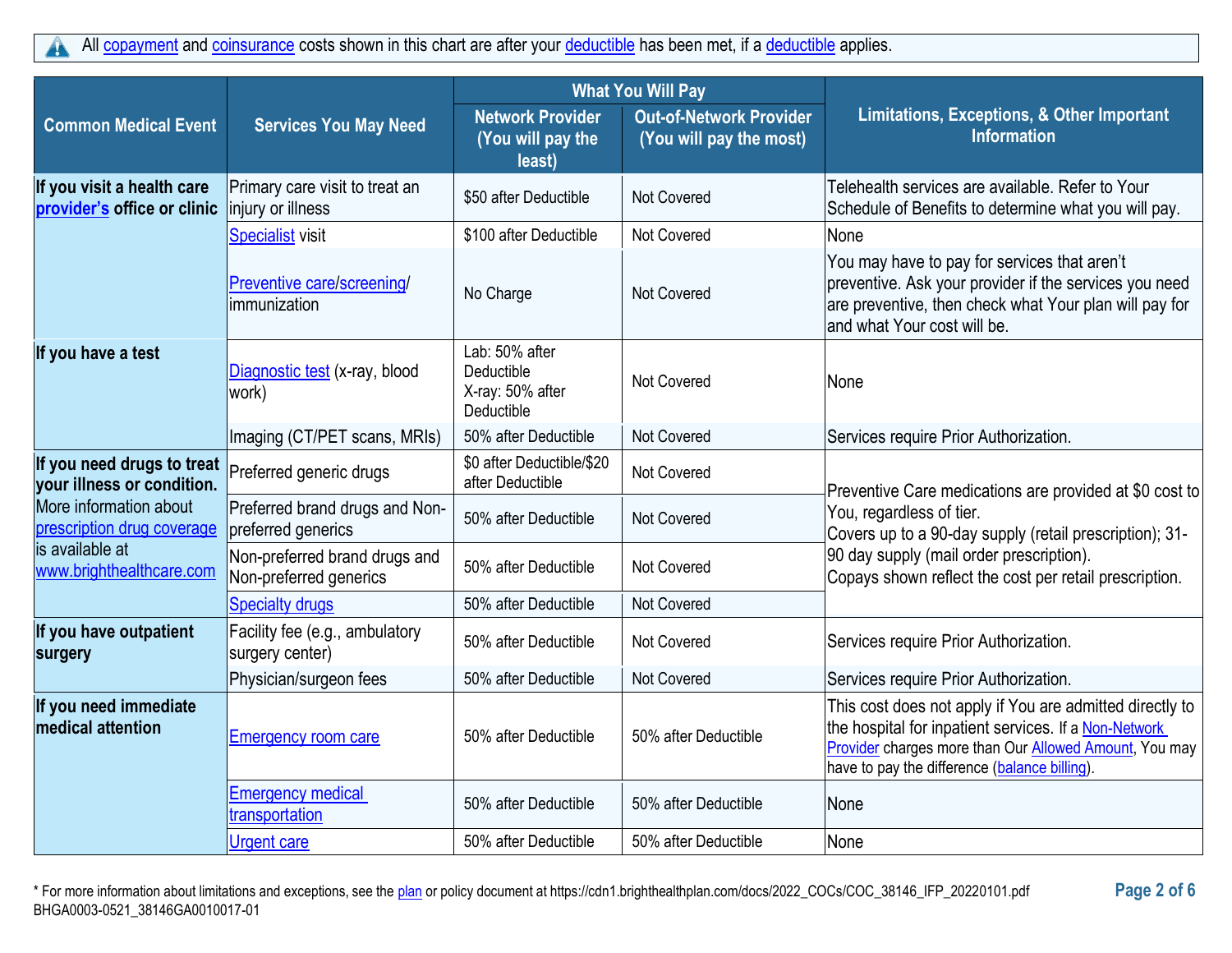All copayment and coinsurance costs shown in this chart are after your deductible has been met, if a deductible applies.

| Common Medical Event | Services You May Need | What You Will Pay | | Limitations, Exceptions, & Other Important Information |
|---|---|---|---|---|
| | | Network Provider (You will pay the least) | Out-of-Network Provider (You will pay the most) | |
| **If you visit a health care provider's office or clinic** | Primary care visit to treat an injury or illness | $50 after Deductible | Not Covered | Telehealth services are available. Refer to Your Schedule of Benefits to determine what you will pay. |
| | Specialist visit | $100 after Deductible | Not Covered | None |
| | Preventive care/screening/ immunization | No Charge | Not Covered | You may have to pay for services that aren't preventive. Ask your provider if the services you need are preventive, then check what Your plan will pay for and what Your cost will be. |
| **If you have a test** | Diagnostic test (x-ray, blood work) | Lab: 50% after Deductible<br>X-ray: 50% after Deductible | Not Covered | None |
| | Imaging (CT/PET scans, MRIs) | 50% after Deductible | Not Covered | Services require Prior Authorization. |
| **If you need drugs to treat your illness or condition.** More information about prescription drug coverage is available at www.brighthealthcare.com | Preferred generic drugs | $0 after Deductible/$20 after Deductible | Not Covered | Preventive Care medications are provided at $0 cost to You, regardless of tier.<br>Covers up to a 90-day supply (retail prescription); 31-90 day supply (mail order prescription).<br>Copays shown reflect the cost per retail prescription. |
| | Preferred brand drugs and Non-preferred generics | 50% after Deductible | Not Covered | |
| | Non-preferred brand drugs and Non-preferred generics | 50% after Deductible | Not Covered | |
| | Specialty drugs | 50% after Deductible | Not Covered | |
| **If you have outpatient surgery** | Facility fee (e.g., ambulatory surgery center) | 50% after Deductible | Not Covered | Services require Prior Authorization. |
| | Physician/surgeon fees | 50% after Deductible | Not Covered | Services require Prior Authorization. |
| **If you need immediate medical attention** | Emergency room care | 50% after Deductible | 50% after Deductible | This cost does not apply if You are admitted directly to the hospital for inpatient services. If a Non-Network Provider charges more than Our Allowed Amount, You may have to pay the difference (balance billing). |
| | Emergency medical transportation | 50% after Deductible | 50% after Deductible | None |
| | Urgent care | 50% after Deductible | 50% after Deductible | None |

* For more information about limitations and exceptions, see the plan or policy document at https://cdn1.brighthealthplan.com/docs/2022_COCs/COC_38146_IFP_20220101.pdf

BHGA0003-0521_38146GA0010017-01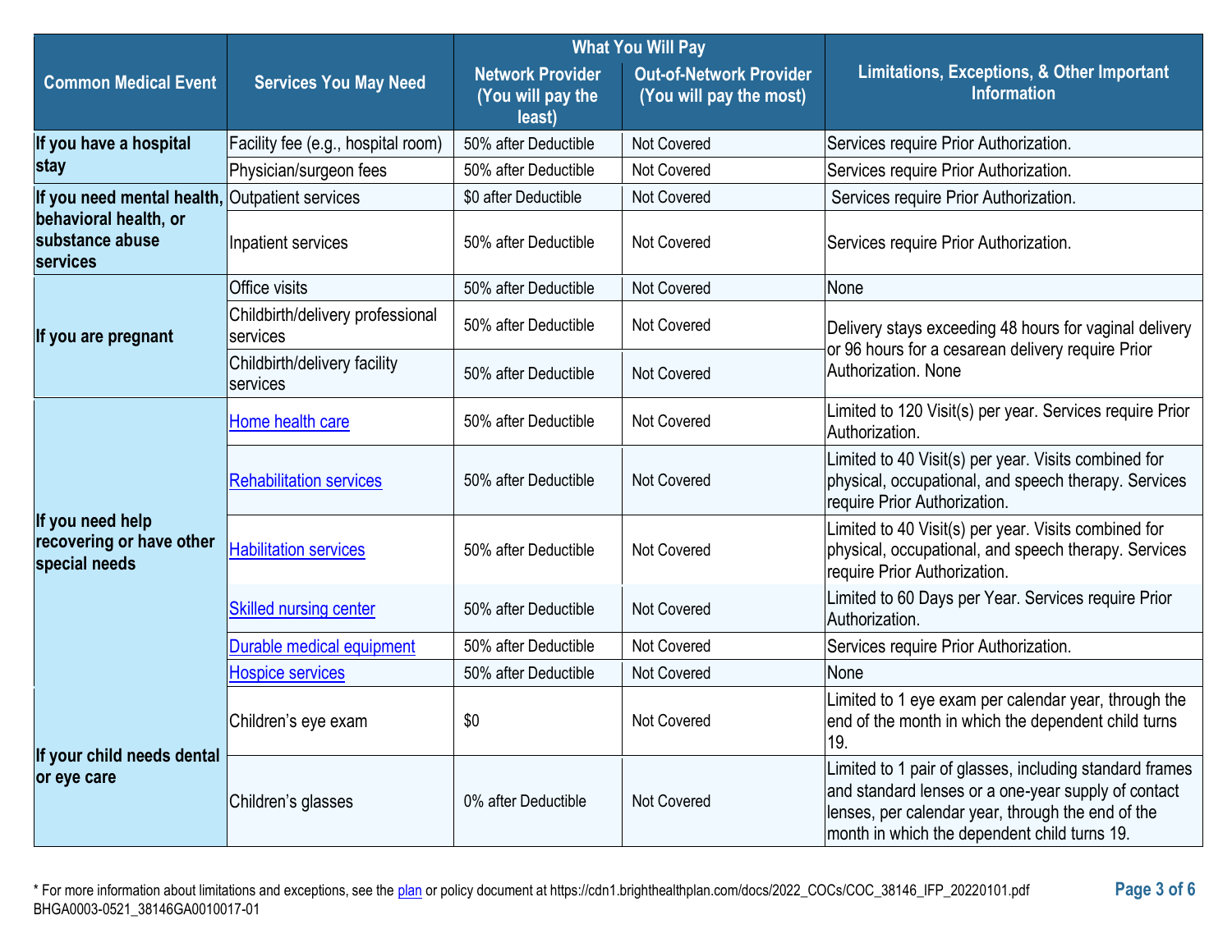| Common Medical Event | Services You May Need | What You Will Pay | | Limitations, Exceptions, & Other Important Information |
|---|---|---|---|---|
| | | Network Provider (You will pay the least) | Out-of-Network Provider (You will pay the most) | |
| **If you have a hospital stay** | Facility fee (e.g., hospital room) | 50% after Deductible | Not Covered | Services require Prior Authorization. |
| | Physician/surgeon fees | 50% after Deductible | Not Covered | Services require Prior Authorization. |
| **If you need mental health, behavioral health, or substance abuse services** | Outpatient services | $0 after Deductible | Not Covered | Services require Prior Authorization. |
| | Inpatient services | 50% after Deductible | Not Covered | Services require Prior Authorization. |
| **If you are pregnant** | Office visits | 50% after Deductible | Not Covered | None |
| | Childbirth/delivery professional services | 50% after Deductible | Not Covered | Delivery stays exceeding 48 hours for vaginal delivery or 96 hours for a cesarean delivery require Prior Authorization. None |
| | Childbirth/delivery facility services | 50% after Deductible | Not Covered | |
| **If you need help recovering or have other special needs** | Home health care | 50% after Deductible | Not Covered | Limited to 120 Visit(s) per year. Services require Prior Authorization. |
| | Rehabilitation services | 50% after Deductible | Not Covered | Limited to 40 Visit(s) per year. Visits combined for physical, occupational, and speech therapy. Services require Prior Authorization. |
| | Habilitation services | 50% after Deductible | Not Covered | Limited to 40 Visit(s) per year. Visits combined for physical, occupational, and speech therapy. Services require Prior Authorization. |
| | Skilled nursing center | 50% after Deductible | Not Covered | Limited to 60 Days per Year. Services require Prior Authorization. |
| | Durable medical equipment | 50% after Deductible | Not Covered | Services require Prior Authorization. |
| | Hospice services | 50% after Deductible | Not Covered | None |
| **If your child needs dental or eye care** | Children's eye exam | $0 | Not Covered | Limited to 1 eye exam per calendar year, through the end of the month in which the dependent child turns 19. |
| | Children's glasses | 0% after Deductible | Not Covered | Limited to 1 pair of glasses, including standard frames and standard lenses or a one-year supply of contact lenses, per calendar year, through the end of the month in which the dependent child turns 19. |

* For more information about limitations and exceptions, see the plan or policy document at https://cdn1.brighthealthplan.com/docs/2022_COCs/COC_38146_IFP_20220101.pdf
BHGA0003-0521_38146GA0010017-01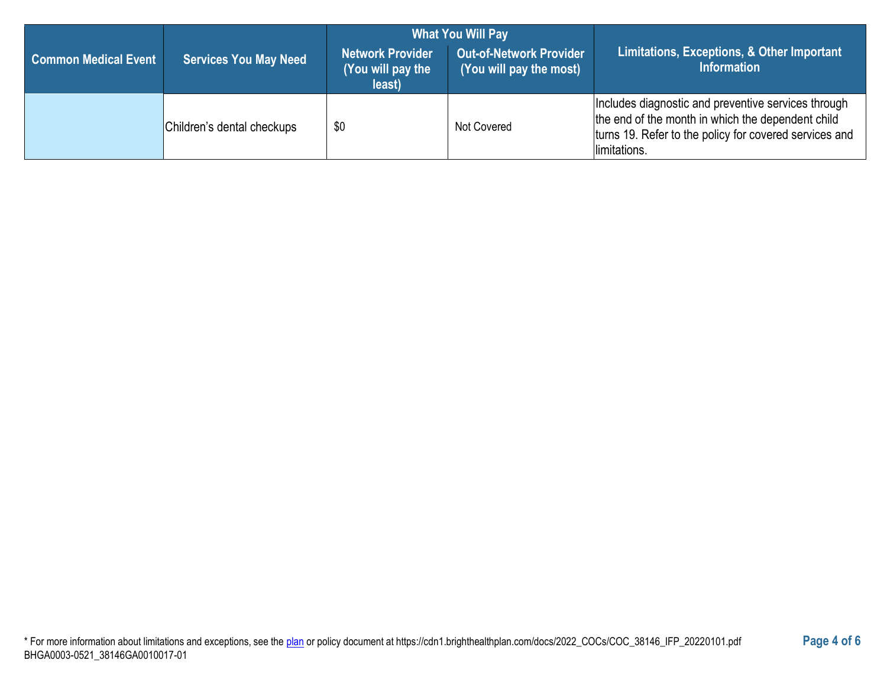| Common Medical Event | Services You May Need | What You Will Pay | | Limitations, Exceptions, & Other Important Information |
|---|---|---|---|---|
| | | Network Provider (You will pay the least) | Out-of-Network Provider (You will pay the most) | |
| | Children's dental checkups | $0 | Not Covered | Includes diagnostic and preventive services through the end of the month in which the dependent child turns 19. Refer to the policy for covered services and limitations. |

* For more information about limitations and exceptions, see the plan or policy document at https://cdn1.brighthealthplan.com/docs/2022_COCs/COC_38146_IFP_20220101.pdf
BHGA0003-0521_38146GA0010017-01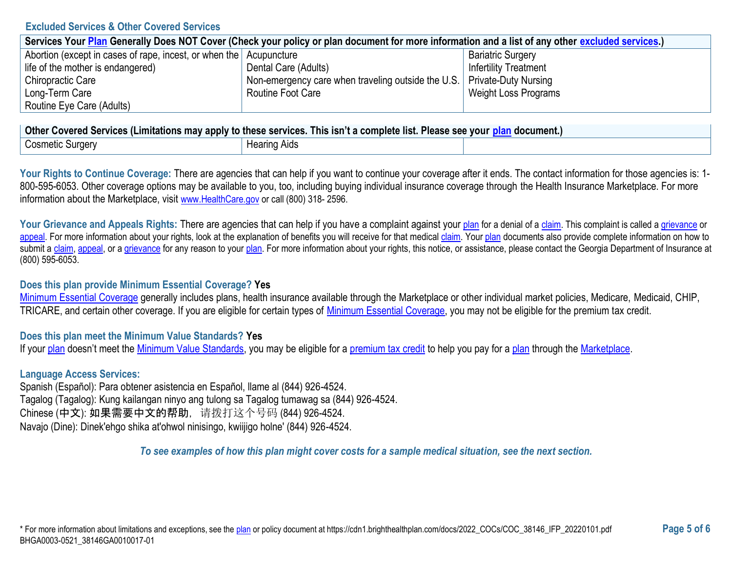## Excluded Services & Other Covered Services

| Services Your Plan Generally Does NOT Cover (Check your policy or plan document for more information and a list of any other excluded services.) | | |
|---|---|---|
| Abortion (except in cases of rape, incest, or when the life of the mother is endangered)<br>Chiropractic Care<br>Long-Term Care<br>Routine Eye Care (Adults) | Acupuncture<br>Dental Care (Adults)<br>Non-emergency care when traveling outside the U.S.<br>Routine Foot Care | Bariatric Surgery<br>Infertility Treatment<br>Private-Duty Nursing<br>Weight Loss Programs |

| Other Covered Services (Limitations may apply to these services. This isn't a complete list. Please see your plan document.) | | |
|---|---|---|
| Cosmetic Surgery | Hearing Aids | |

**Your Rights to Continue Coverage:** There are agencies that can help if you want to continue your coverage after it ends. The contact information for those agencies is: 1-800-595-6053. Other coverage options may be available to you, too, including buying individual insurance coverage through the Health Insurance Marketplace. For more information about the Marketplace, visit www.HealthCare.gov or call (800) 318- 2596.

**Your Grievance and Appeals Rights:** There are agencies that can help if you have a complaint against your plan for a denial of a claim. This complaint is called a grievance or appeal. For more information about your rights, look at the explanation of benefits you will receive for that medical claim. Your plan documents also provide complete information on how to submit a claim, appeal, or a grievance for any reason to your plan. For more information about your rights, this notice, or assistance, please contact the Georgia Department of Insurance at (800) 595-6053.

**Does this plan provide Minimum Essential Coverage? Yes**

Minimum Essential Coverage generally includes plans, health insurance available through the Marketplace or other individual market policies, Medicare, Medicaid, CHIP, TRICARE, and certain other coverage. If you are eligible for certain types of Minimum Essential Coverage, you may not be eligible for the premium tax credit.

**Does this plan meet the Minimum Value Standards? Yes**

If your plan doesn't meet the Minimum Value Standards, you may be eligible for a premium tax credit to help you pay for a plan through the Marketplace.

**Language Access Services:**

Spanish (Español): Para obtener asistencia en Español, llame al (844) 926-4524.
Tagalog (Tagalog): Kung kailangan ninyo ang tulong sa Tagalog tumawag sa (844) 926-4524.
Chinese (中文): 如果需要中文的帮助，请拨打这个号码 (844) 926-4524.
Navajo (Dine): Dinek'ehgo shika at'ohwol ninisingo, kwiijigo holne' (844) 926-4524.

*To see examples of how this plan might cover costs for a sample medical situation, see the next section.*

* For more information about limitations and exceptions, see the plan or policy document at https://cdn1.brighthealthplan.com/docs/2022_COCs/COC_38146_IFP_20220101.pdf
BHGA0003-0521_38146GA0010017-01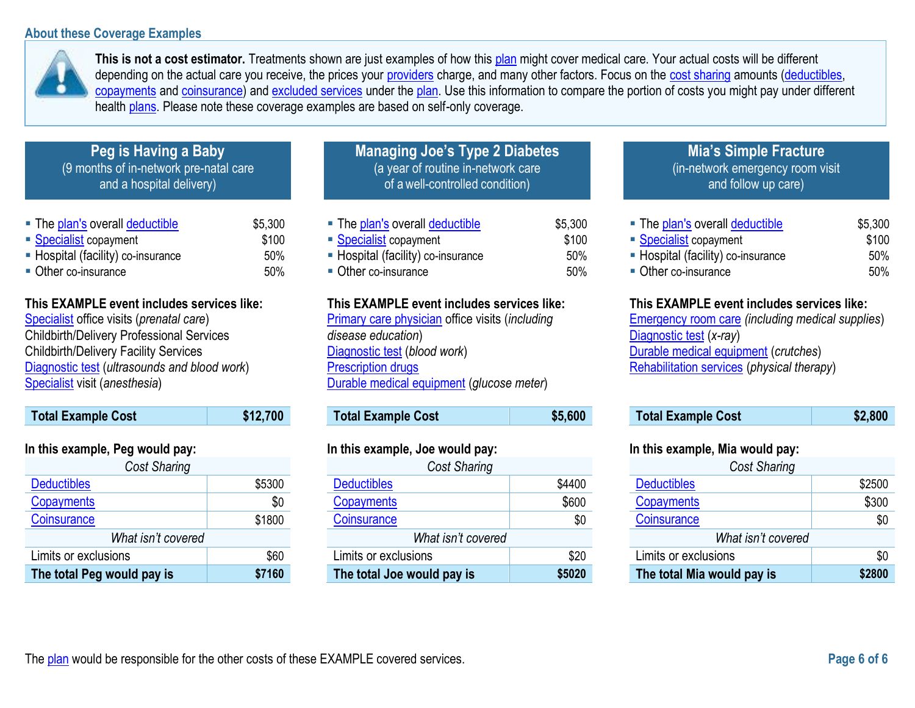## About these Coverage Examples

**This is not a cost estimator.** Treatments shown are just examples of how this plan might cover medical care. Your actual costs will be different depending on the actual care you receive, the prices your providers charge, and many other factors. Focus on the cost sharing amounts (deductibles, copayments and coinsurance) and excluded services under the plan. Use this information to compare the portion of costs you might pay under different health plans. Please note these coverage examples are based on self-only coverage.

### Peg is Having a Baby
(9 months of in-network pre-natal care and a hospital delivery)

| | |
|---|---|
| The plan's overall deductible | $5,300 |
| Specialist copayment | $100 |
| Hospital (facility) co-insurance | 50% |
| Other co-insurance | 50% |

**This EXAMPLE event includes services like:**
Specialist office visits (*prenatal care*)
Childbirth/Delivery Professional Services
Childbirth/Delivery Facility Services
Diagnostic test (*ultrasounds and blood work*)
Specialist visit (*anesthesia*)

| **Total Example Cost** | **$12,700** |
|---|---|

**In this example, Peg would pay:**

| *Cost Sharing* | |
|---|---|
| Deductibles | $5300 |
| Copayments | $0 |
| Coinsurance | $1800 |
| *What isn't covered* | |
| Limits or exclusions | $60 |
| **The total Peg would pay is** | **$7160** |

### Managing Joe's Type 2 Diabetes
(a year of routine in-network care of a well-controlled condition)

| | |
|---|---|
| The plan's overall deductible | $5,300 |
| Specialist copayment | $100 |
| Hospital (facility) co-insurance | 50% |
| Other co-insurance | 50% |

**This EXAMPLE event includes services like:**
Primary care physician office visits (*including disease education*)
Diagnostic test (*blood work*)
Prescription drugs
Durable medical equipment (*glucose meter*)

| **Total Example Cost** | **$5,600** |
|---|---|

**In this example, Joe would pay:**

| *Cost Sharing* | |
|---|---|
| Deductibles | $4400 |
| Copayments | $600 |
| Coinsurance | $0 |
| *What isn't covered* | |
| Limits or exclusions | $20 |
| **The total Joe would pay is** | **$5020** |

### Mia's Simple Fracture
(in-network emergency room visit and follow up care)

| | |
|---|---|
| The plan's overall deductible | $5,300 |
| Specialist copayment | $100 |
| Hospital (facility) co-insurance | 50% |
| Other co-insurance | 50% |

**This EXAMPLE event includes services like:**
Emergency room care (*including medical supplies*)
Diagnostic test (*x-ray*)
Durable medical equipment (*crutches*)
Rehabilitation services (*physical therapy*)

| **Total Example Cost** | **$2,800** |
|---|---|

**In this example, Mia would pay:**

| *Cost Sharing* | |
|---|---|
| Deductibles | $2500 |
| Copayments | $300 |
| Coinsurance | $0 |
| *What isn't covered* | |
| Limits or exclusions | $0 |
| **The total Mia would pay is** | **$2800** |

The plan would be responsible for the other costs of these EXAMPLE covered services.